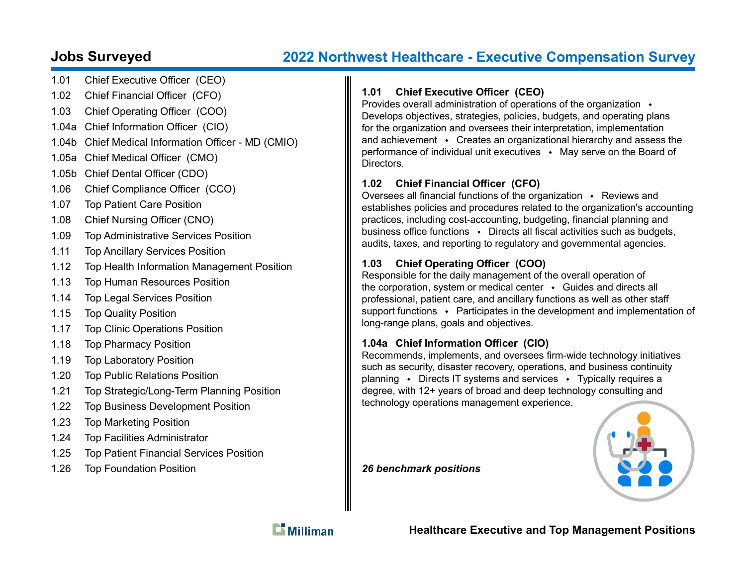## Jobs Surveyed

# 2022 Northwest Healthcare - Executive Compensation Survey

- 1.01 Chief Executive Officer (CEO)
- 1.02 Chief Financial Officer (CFO)
- 1.03 Chief Operating Officer (COO)
- 1.04a Chief Information Officer (CIO)
- 1.04b Chief Medical Information Officer - MD (CMIO)
- 1.05a Chief Medical Officer (CMO)
- 1.05b Chief Dental Officer (CDO)
- 1.06 Chief Compliance Officer (CCO)
- 1.07 Top Patient Care Position
- 1.08 Chief Nursing Officer (CNO)
- 1.09 Top Administrative Services Position
- 1.11 Top Ancillary Services Position
- 1.12 Top Health Information Management Position
- 1.13 Top Human Resources Position
- 1.14 Top Legal Services Position
- 1.15 Top Quality Position
- 1.17 Top Clinic Operations Position
- 1.18 Top Pharmacy Position
- 1.19 Top Laboratory Position
- 1.20 Top Public Relations Position
- 1.21 Top Strategic/Long-Term Planning Position
- 1.22 Top Business Development Position
- 1.23 Top Marketing Position
- 1.24 Top Facilities Administrator
- 1.25 Top Patient Financial Services Position
- 1.26 Top Foundation Position

### 1.01 Chief Executive Officer (CEO)

Provides overall administration of operations of the organization • Develops objectives, strategies, policies, budgets, and operating plans for the organization and oversees their interpretation, implementation and achievement • Creates an organizational hierarchy and assess the performance of individual unit executives • May serve on the Board of Directors.

### 1.02 Chief Financial Officer (CFO)

Oversees all financial functions of the organization • Reviews and establishes policies and procedures related to the organization's accounting practices, including cost-accounting, budgeting, financial planning and business office functions • Directs all fiscal activities such as budgets, audits, taxes, and reporting to regulatory and governmental agencies.

### 1.03 Chief Operating Officer (COO)

Responsible for the daily management of the overall operation of the corporation, system or medical center • Guides and directs all professional, patient care, and ancillary functions as well as other staff support functions • Participates in the development and implementation of long-range plans, goals and objectives.

### 1.04a Chief Information Officer (CIO)

Recommends, implements, and oversees firm-wide technology initiatives such as security, disaster recovery, operations, and business continuity planning • Directs IT systems and services • Typically requires a degree, with 12+ years of broad and deep technology consulting and technology operations management experience.

***26 benchmark positions***

**Healthcare Executive and Top Management Positions**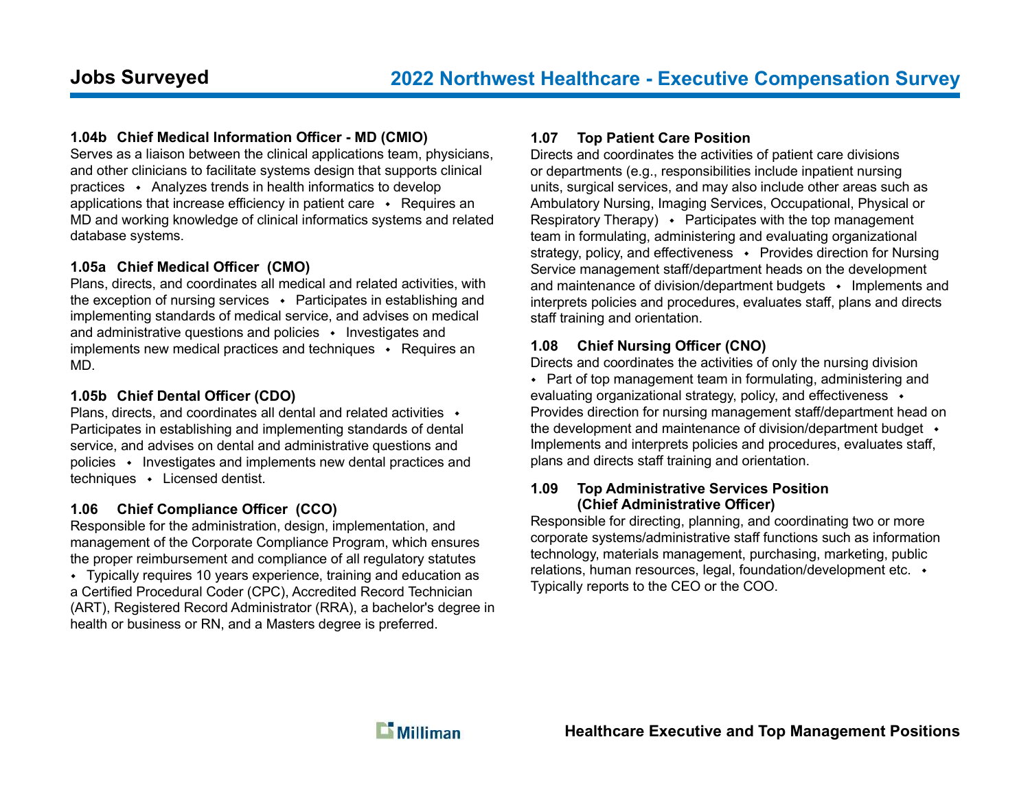### 1.04b Chief Medical Information Officer - MD (CMIO)

Serves as a liaison between the clinical applications team, physicians, and other clinicians to facilitate systems design that supports clinical practices • Analyzes trends in health informatics to develop applications that increase efficiency in patient care • Requires an MD and working knowledge of clinical informatics systems and related database systems.

### 1.05a Chief Medical Officer (CMO)

Plans, directs, and coordinates all medical and related activities, with the exception of nursing services • Participates in establishing and implementing standards of medical service, and advises on medical and administrative questions and policies • Investigates and implements new medical practices and techniques • Requires an MD.

### 1.05b Chief Dental Officer (CDO)

Plans, directs, and coordinates all dental and related activities • Participates in establishing and implementing standards of dental service, and advises on dental and administrative questions and policies • Investigates and implements new dental practices and techniques • Licensed dentist.

### 1.06 Chief Compliance Officer (CCO)

Responsible for the administration, design, implementation, and management of the Corporate Compliance Program, which ensures the proper reimbursement and compliance of all regulatory statutes • Typically requires 10 years experience, training and education as a Certified Procedural Coder (CPC), Accredited Record Technician (ART), Registered Record Administrator (RRA), a bachelor's degree in health or business or RN, and a Masters degree is preferred.

### 1.07 Top Patient Care Position

Directs and coordinates the activities of patient care divisions or departments (e.g., responsibilities include inpatient nursing units, surgical services, and may also include other areas such as Ambulatory Nursing, Imaging Services, Occupational, Physical or Respiratory Therapy) • Participates with the top management team in formulating, administering and evaluating organizational strategy, policy, and effectiveness • Provides direction for Nursing Service management staff/department heads on the development and maintenance of division/department budgets • Implements and interprets policies and procedures, evaluates staff, plans and directs staff training and orientation.

### 1.08 Chief Nursing Officer (CNO)

Directs and coordinates the activities of only the nursing division • Part of top management team in formulating, administering and evaluating organizational strategy, policy, and effectiveness • Provides direction for nursing management staff/department head on the development and maintenance of division/department budget • Implements and interprets policies and procedures, evaluates staff, plans and directs staff training and orientation.

### 1.09 Top Administrative Services Position (Chief Administrative Officer)

Responsible for directing, planning, and coordinating two or more corporate systems/administrative staff functions such as information technology, materials management, purchasing, marketing, public relations, human resources, legal, foundation/development etc. • Typically reports to the CEO or the COO.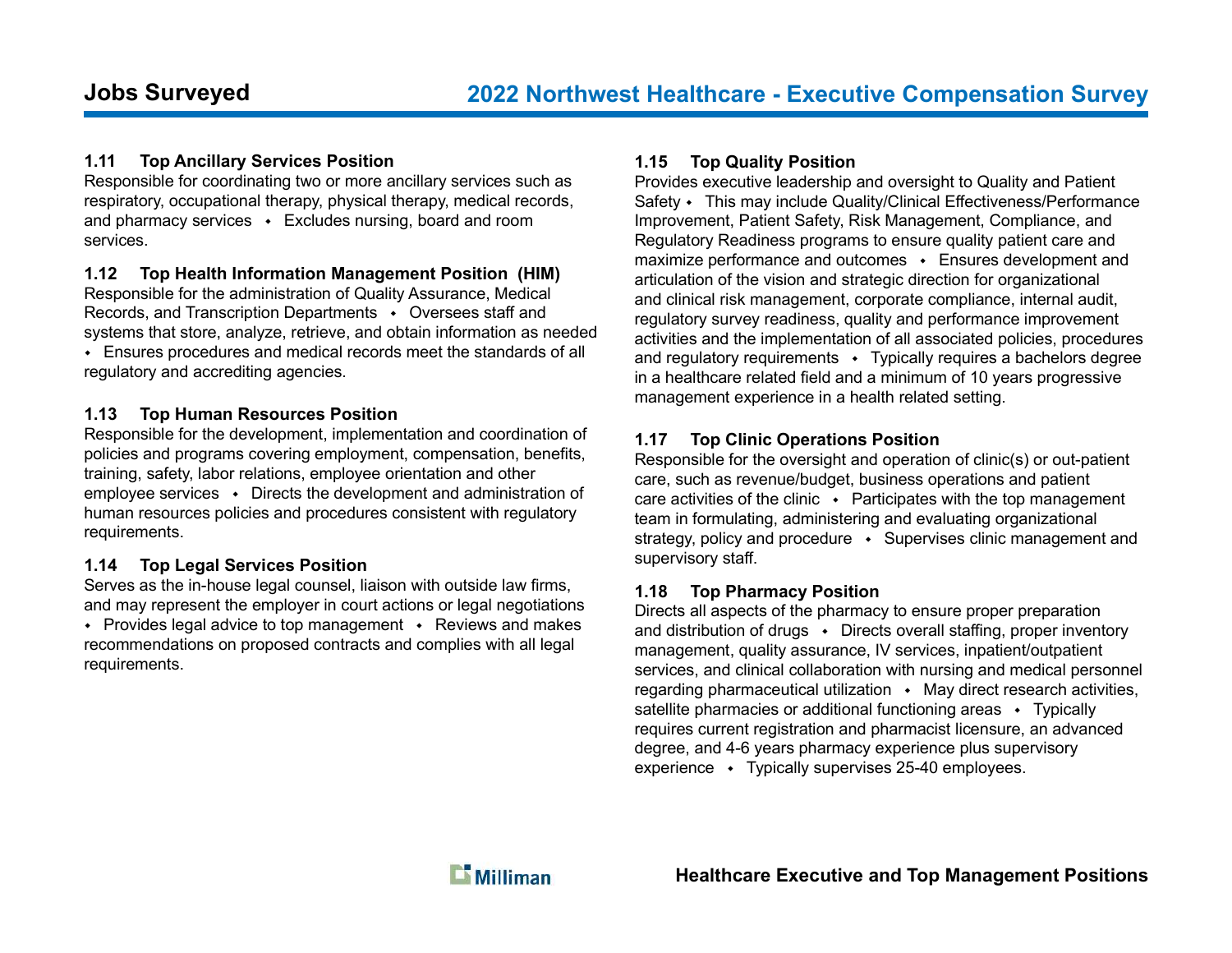## 1.11 Top Ancillary Services Position

Responsible for coordinating two or more ancillary services such as respiratory, occupational therapy, physical therapy, medical records, and pharmacy services • Excludes nursing, board and room services.

## 1.12 Top Health Information Management Position (HIM)

Responsible for the administration of Quality Assurance, Medical Records, and Transcription Departments • Oversees staff and systems that store, analyze, retrieve, and obtain information as needed • Ensures procedures and medical records meet the standards of all regulatory and accrediting agencies.

## 1.13 Top Human Resources Position

Responsible for the development, implementation and coordination of policies and programs covering employment, compensation, benefits, training, safety, labor relations, employee orientation and other employee services • Directs the development and administration of human resources policies and procedures consistent with regulatory requirements.

## 1.14 Top Legal Services Position

Serves as the in-house legal counsel, liaison with outside law firms, and may represent the employer in court actions or legal negotiations • Provides legal advice to top management • Reviews and makes recommendations on proposed contracts and complies with all legal requirements.

## 1.15 Top Quality Position

Provides executive leadership and oversight to Quality and Patient Safety • This may include Quality/Clinical Effectiveness/Performance Improvement, Patient Safety, Risk Management, Compliance, and Regulatory Readiness programs to ensure quality patient care and maximize performance and outcomes • Ensures development and articulation of the vision and strategic direction for organizational and clinical risk management, corporate compliance, internal audit, regulatory survey readiness, quality and performance improvement activities and the implementation of all associated policies, procedures and regulatory requirements • Typically requires a bachelors degree in a healthcare related field and a minimum of 10 years progressive management experience in a health related setting.

## 1.17 Top Clinic Operations Position

Responsible for the oversight and operation of clinic(s) or out-patient care, such as revenue/budget, business operations and patient care activities of the clinic • Participates with the top management team in formulating, administering and evaluating organizational strategy, policy and procedure • Supervises clinic management and supervisory staff.

## 1.18 Top Pharmacy Position

Directs all aspects of the pharmacy to ensure proper preparation and distribution of drugs • Directs overall staffing, proper inventory management, quality assurance, IV services, inpatient/outpatient services, and clinical collaboration with nursing and medical personnel regarding pharmaceutical utilization • May direct research activities, satellite pharmacies or additional functioning areas • Typically requires current registration and pharmacist licensure, an advanced degree, and 4-6 years pharmacy experience plus supervisory experience • Typically supervises 25-40 employees.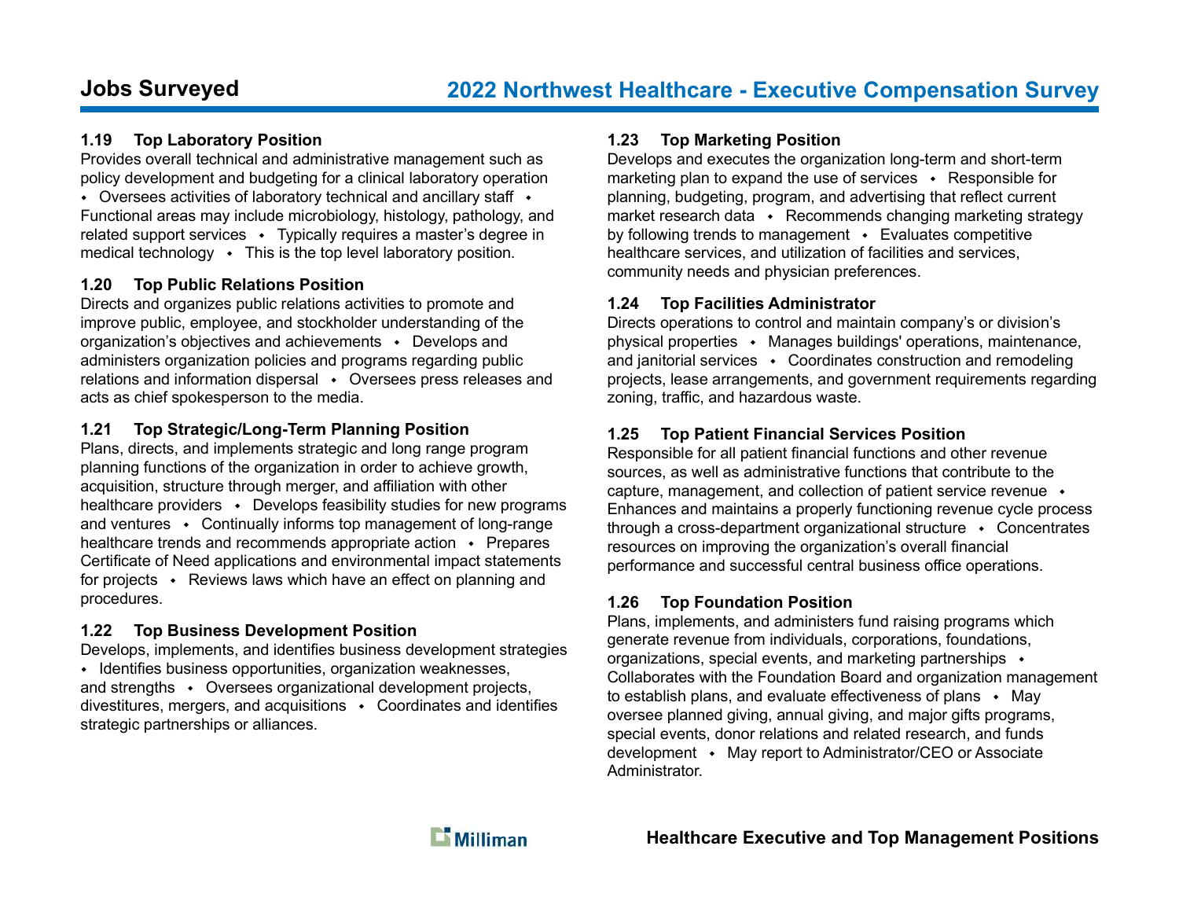### 1.19 Top Laboratory Position

Provides overall technical and administrative management such as policy development and budgeting for a clinical laboratory operation • Oversees activities of laboratory technical and ancillary staff • Functional areas may include microbiology, histology, pathology, and related support services • Typically requires a master's degree in medical technology • This is the top level laboratory position.

### 1.20 Top Public Relations Position

Directs and organizes public relations activities to promote and improve public, employee, and stockholder understanding of the organization's objectives and achievements • Develops and administers organization policies and programs regarding public relations and information dispersal • Oversees press releases and acts as chief spokesperson to the media.

### 1.21 Top Strategic/Long-Term Planning Position

Plans, directs, and implements strategic and long range program planning functions of the organization in order to achieve growth, acquisition, structure through merger, and affiliation with other healthcare providers • Develops feasibility studies for new programs and ventures • Continually informs top management of long-range healthcare trends and recommends appropriate action • Prepares Certificate of Need applications and environmental impact statements for projects • Reviews laws which have an effect on planning and procedures.

### 1.22 Top Business Development Position

Develops, implements, and identifies business development strategies • Identifies business opportunities, organization weaknesses, and strengths • Oversees organizational development projects, divestitures, mergers, and acquisitions • Coordinates and identifies strategic partnerships or alliances.

### 1.23 Top Marketing Position

Develops and executes the organization long-term and short-term marketing plan to expand the use of services • Responsible for planning, budgeting, program, and advertising that reflect current market research data • Recommends changing marketing strategy by following trends to management • Evaluates competitive healthcare services, and utilization of facilities and services, community needs and physician preferences.

### 1.24 Top Facilities Administrator

Directs operations to control and maintain company's or division's physical properties • Manages buildings' operations, maintenance, and janitorial services • Coordinates construction and remodeling projects, lease arrangements, and government requirements regarding zoning, traffic, and hazardous waste.

### 1.25 Top Patient Financial Services Position

Responsible for all patient financial functions and other revenue sources, as well as administrative functions that contribute to the capture, management, and collection of patient service revenue • Enhances and maintains a properly functioning revenue cycle process through a cross-department organizational structure • Concentrates resources on improving the organization's overall financial performance and successful central business office operations.

### 1.26 Top Foundation Position

Plans, implements, and administers fund raising programs which generate revenue from individuals, corporations, foundations, organizations, special events, and marketing partnerships • Collaborates with the Foundation Board and organization management to establish plans, and evaluate effectiveness of plans • May oversee planned giving, annual giving, and major gifts programs, special events, donor relations and related research, and funds development • May report to Administrator/CEO or Associate Administrator.